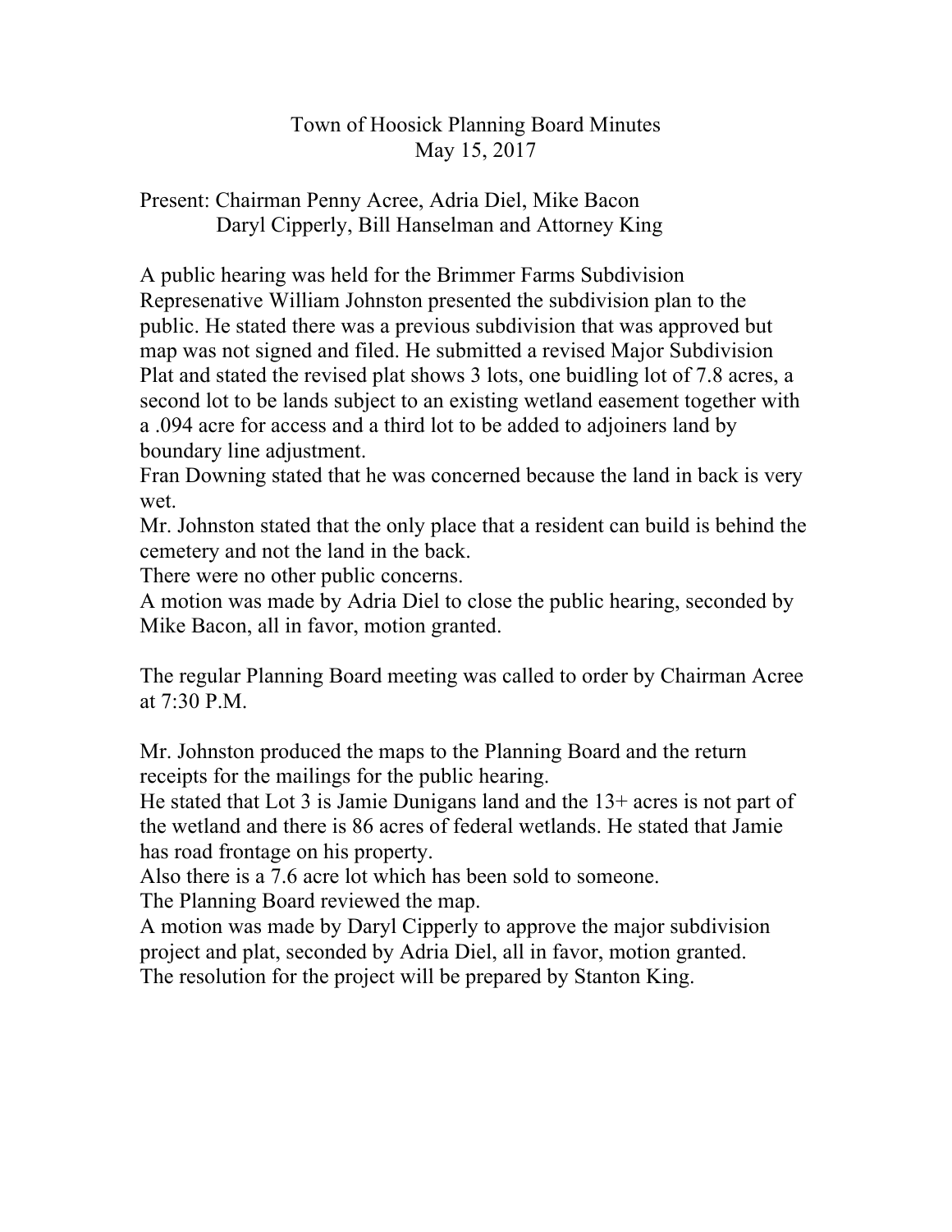# Town of Hoosick Planning Board Minutes
## May 15, 2017

Present: Chairman Penny Acree, Adria Diel, Mike Bacon
Daryl Cipperly, Bill Hanselman and Attorney King

A public hearing was held for the Brimmer Farms Subdivision
Represenative William Johnston presented the subdivision plan to the public. He stated there was a previous subdivision that was approved but map was not signed and filed. He submitted a revised Major Subdivision Plat and stated the revised plat shows 3 lots, one buidling lot of 7.8 acres, a second lot to be lands subject to an existing wetland easement together with a .094 acre for access and a third lot to be added to adjoiners land by boundary line adjustment.
Fran Downing stated that he was concerned because the land in back is very wet.
Mr. Johnston stated that the only place that a resident can build is behind the cemetery and not the land in the back.
There were no other public concerns.
A motion was made by Adria Diel to close the public hearing, seconded by Mike Bacon, all in favor, motion granted.

The regular Planning Board meeting was called to order by Chairman Acree at 7:30 P.M.

Mr. Johnston produced the maps to the Planning Board and the return receipts for the mailings for the public hearing.
He stated that Lot 3 is Jamie Dunigans land and the 13+ acres is not part of the wetland and there is 86 acres of federal wetlands. He stated that Jamie has road frontage on his property.
Also there is a 7.6 acre lot which has been sold to someone.
The Planning Board reviewed the map.
A motion was made by Daryl Cipperly to approve the major subdivision project and plat, seconded by Adria Diel, all in favor, motion granted.
The resolution for the project will be prepared by Stanton King.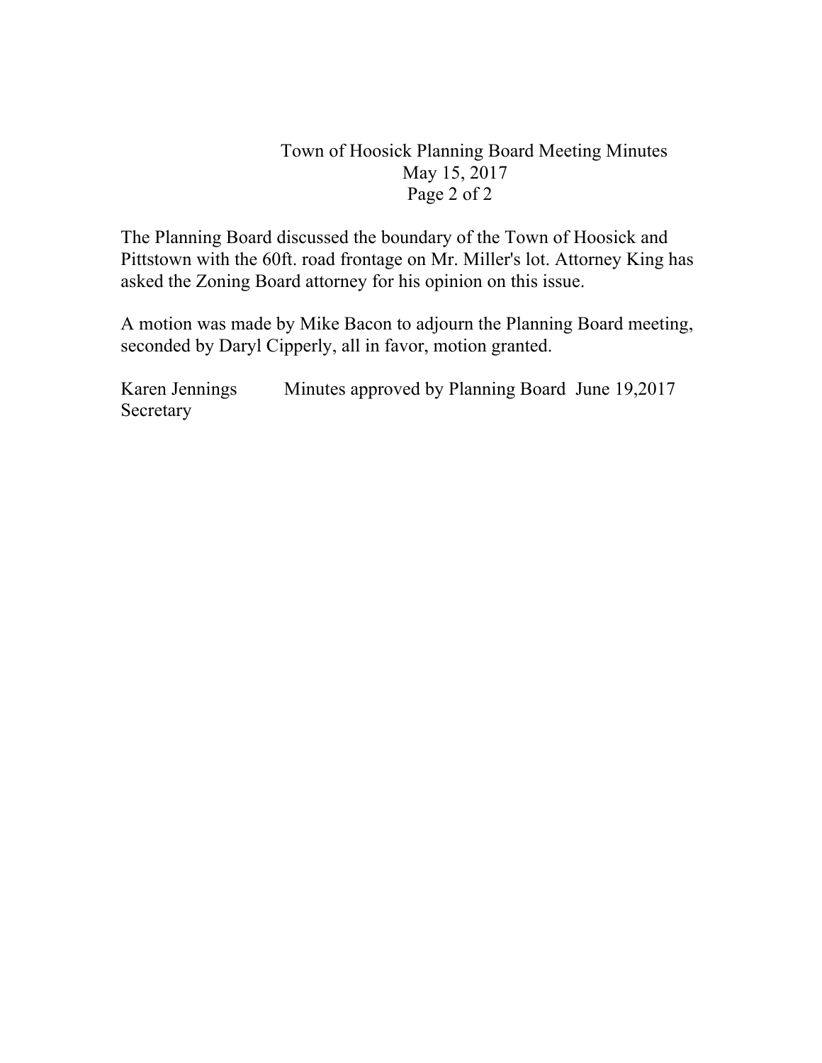Town of Hoosick Planning Board Meeting Minutes
May 15, 2017

The Planning Board discussed the boundary of the Town of Hoosick and Pittstown with the 60ft. road frontage on Mr. Miller's lot. Attorney King has asked the Zoning Board attorney for his opinion on this issue.

A motion was made by Mike Bacon to adjourn the Planning Board meeting, seconded by Daryl Cipperly, all in favor, motion granted.

Karen Jennings
Secretary

Minutes approved by Planning Board June 19,2017